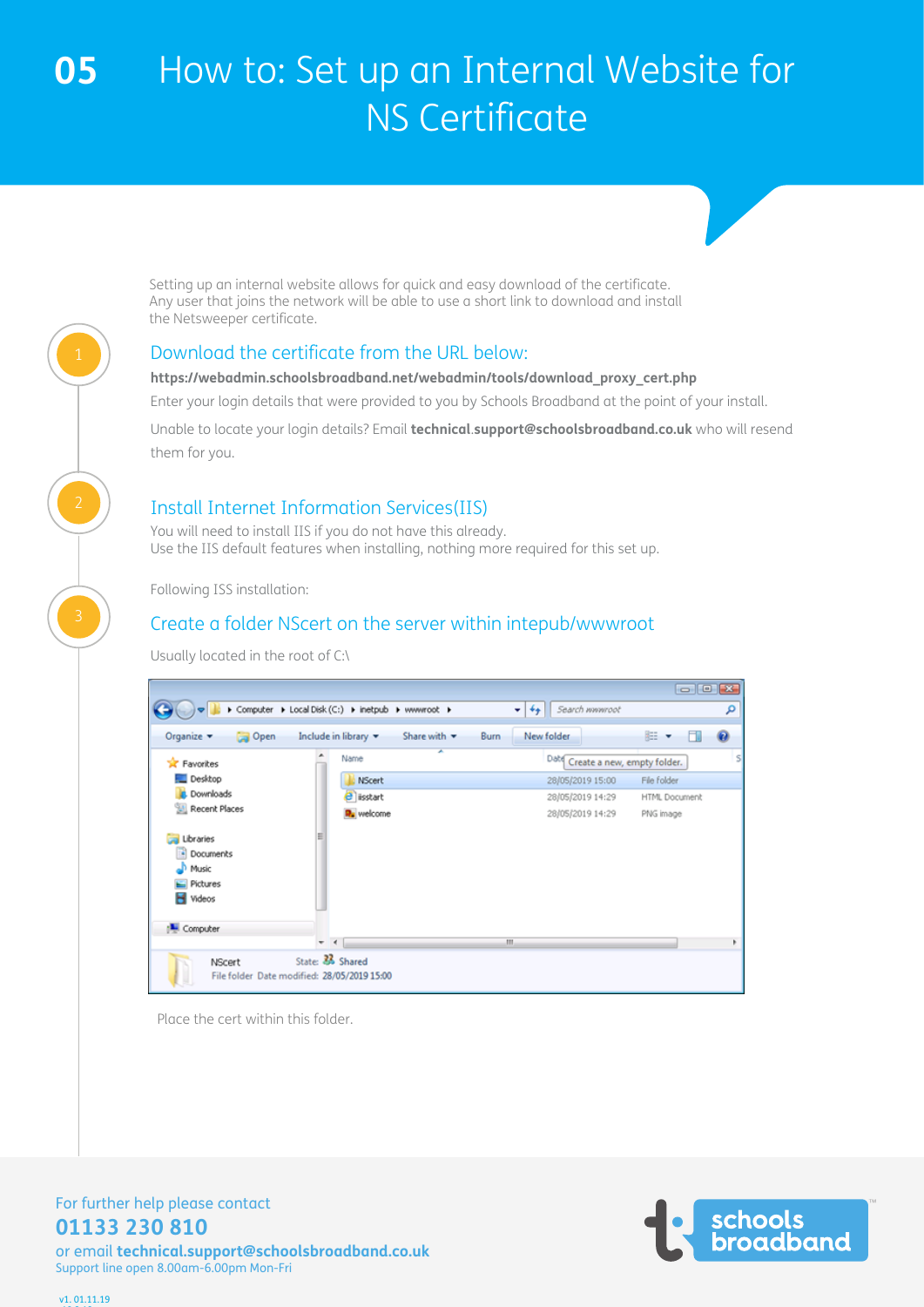# 05 How to: Set up an Internal Website for NS Certificate

Setting up an internal website allows for quick and easy download of the certificate. Any user that joins the network will be able to use a short link to download and install the Netsweeper certificate.

## 1 Download the certificate from the URL below:

**https://webadmin.schoolsbroadband.net/webadmin/tools/download_proxy_cert.php**

Enter your login details that were provided to you by Schools Broadband at the point of your install.

Unable to locate your login details? Email **technical.support@schoolsbroadband.co.uk** who will resend them for you.

## 2 Install Internet Information Services(IIS)

You will need to install IIS if you do not have this already.
Use the IIS default features when installing, nothing more required for this set up.

Following ISS installation:

## 3 Create a folder NScert on the server within intepub/wwwroot

Usually located in the root of C:\

Place the cert within this folder.

For further help please contact
**01133 230 810**
or email **technical.support@schoolsbroadband.co.uk**
Support line open 8.00am-6.00pm Mon-Fri

v1. 01.11.19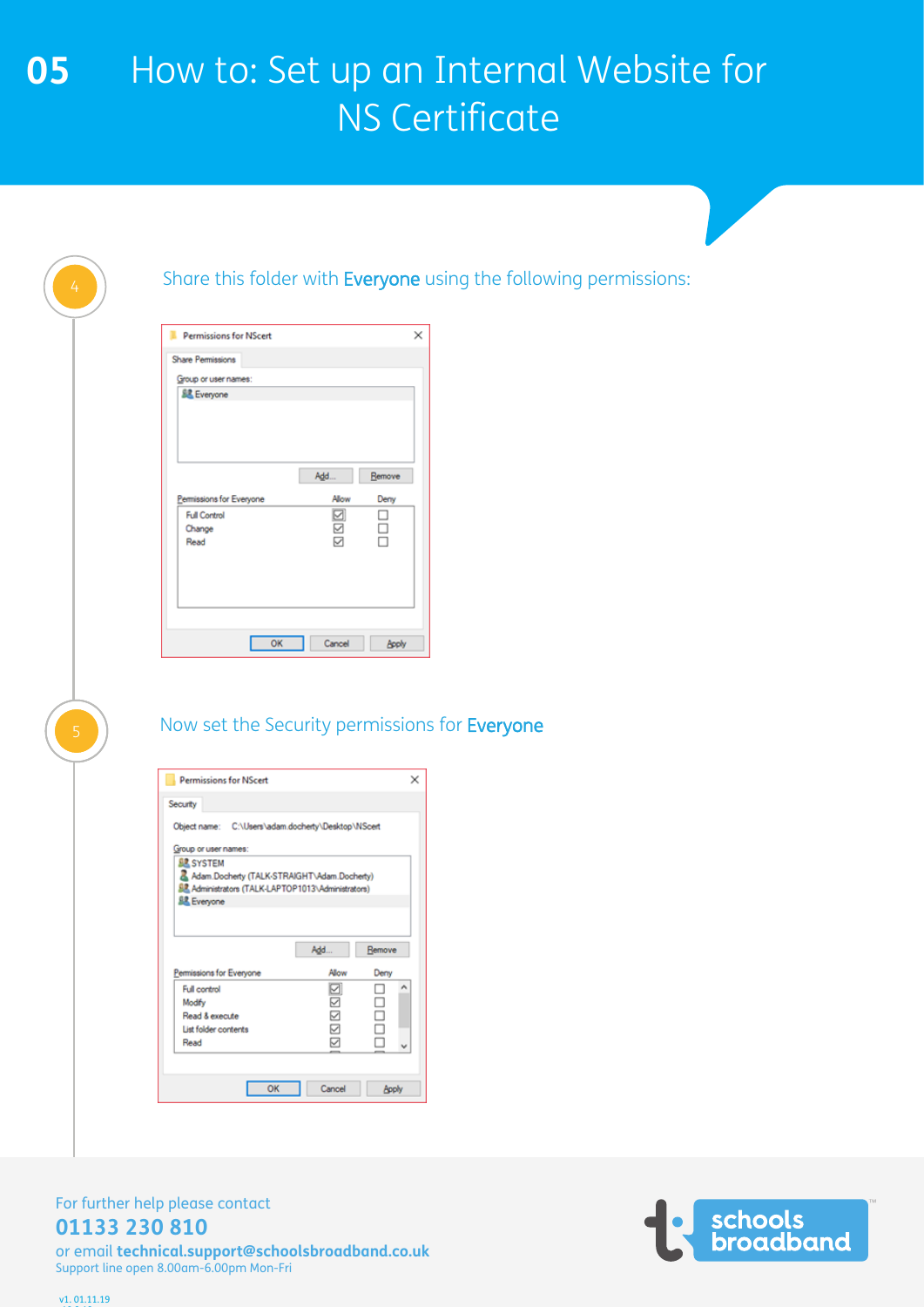# 05 How to: Set up an Internal Website for NS Certificate

4

Share this folder with **Everyone** using the following permissions:

5

Now set the Security permissions for **Everyone**

For further help please contact

**01133 230 810**

or email **technical.support@schoolsbroadband.co.uk**

Support line open 8.00am-6.00pm Mon-Fri

v1. 01.11.19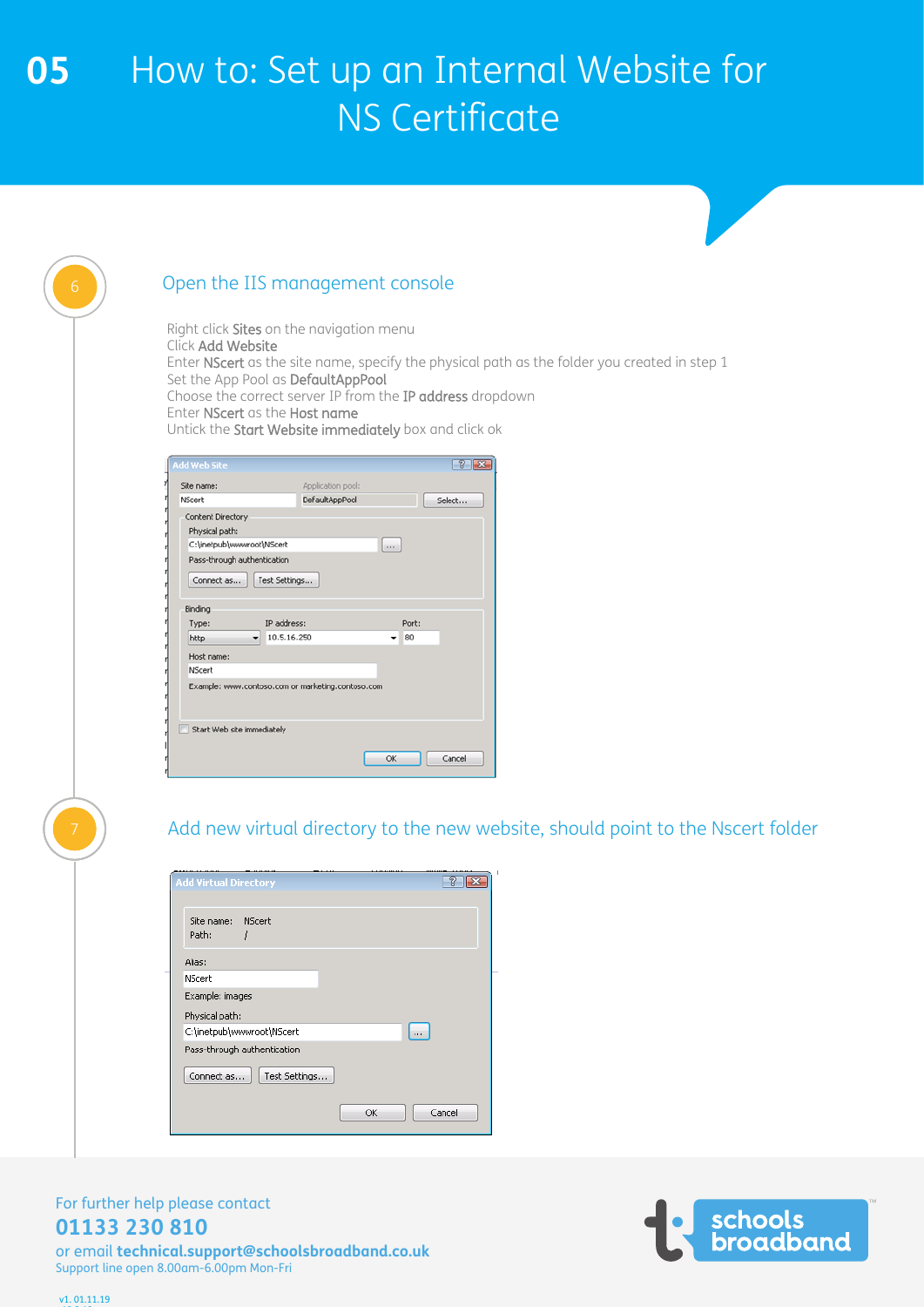# 05 How to: Set up an Internal Website for NS Certificate

## 6 Open the IIS management console

Right click **Sites** on the navigation menu
Click **Add Website**
Enter **NScert** as the site name, specify the physical path as the folder you created in step 1
Set the App Pool as **DefaultAppPool**
Choose the correct server IP from the **IP address** dropdown
Enter **NScert** as the **Host name**
Untick the **Start Website immediately** box and click ok

## 7 Add new virtual directory to the new website, should point to the Nscert folder

For further help please contact
**01133 230 810**
or email **technical.support@schoolsbroadband.co.uk**
Support line open 8.00am-6.00pm Mon-Fri

v1. 01.11.19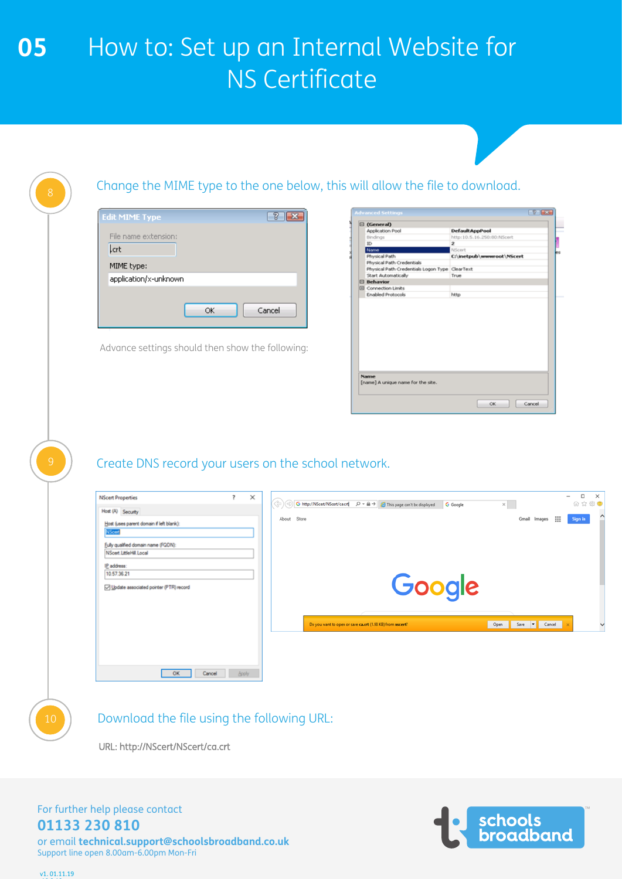# 05 How to: Set up an Internal Website for NS Certificate

8. Change the MIME type to the one below, this will allow the file to download.

Edit MIME Type

File name extension:
.crt

MIME type:
application/x-unknown

OK Cancel

Advance settings should then show the following:

9. Create DNS record your users on the school network.

10. Download the file using the following URL:

URL: http://NScert/NScert/ca.crt

For further help please contact
**01133 230 810**
or email **technical.support@schoolsbroadband.co.uk**
Support line open 8.00am-6.00pm Mon-Fri

v1. 01.11.19